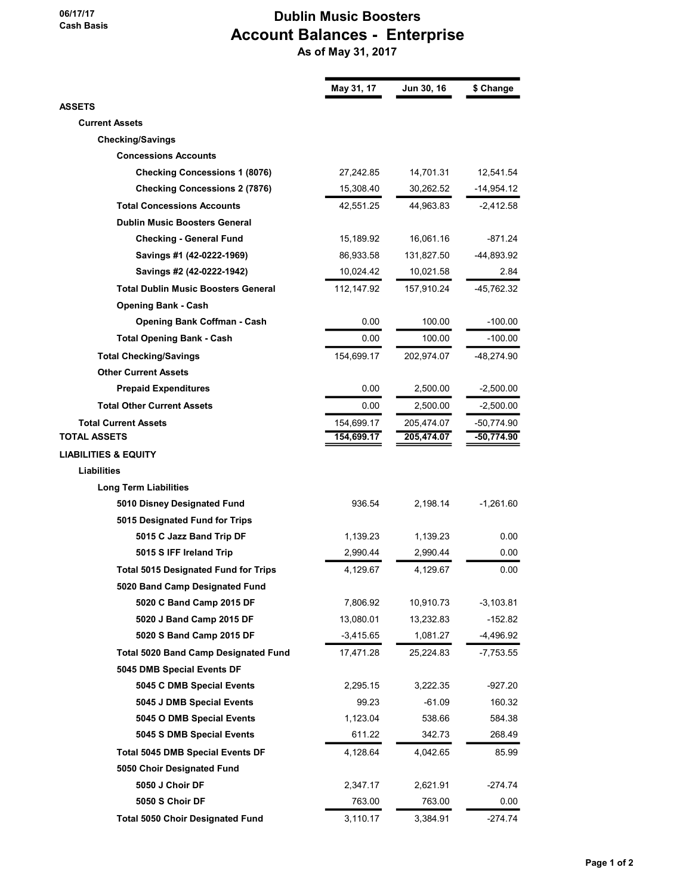06/17/17
Cash Basis

# Dublin Music Boosters
## Account Balances - Enterprise
### As of May 31, 2017

| | May 31, 17 | Jun 30, 16 | $ Change |
|---|---|---|---|
| **ASSETS** | | | |
| **Current Assets** | | | |
| **Checking/Savings** | | | |
| **Concessions Accounts** | | | |
| **Checking Concessions 1 (8076)** | 27,242.85 | 14,701.31 | 12,541.54 |
| **Checking Concessions 2 (7876)** | 15,308.40 | 30,262.52 | -14,954.12 |
| **Total Concessions Accounts** | 42,551.25 | 44,963.83 | -2,412.58 |
| **Dublin Music Boosters General** | | | |
| **Checking - General Fund** | 15,189.92 | 16,061.16 | -871.24 |
| **Savings #1 (42-0222-1969)** | 86,933.58 | 131,827.50 | -44,893.92 |
| **Savings #2 (42-0222-1942)** | 10,024.42 | 10,021.58 | 2.84 |
| **Total Dublin Music Boosters General** | 112,147.92 | 157,910.24 | -45,762.32 |
| **Opening Bank - Cash** | | | |
| **Opening Bank Coffman - Cash** | 0.00 | 100.00 | -100.00 |
| **Total Opening Bank - Cash** | 0.00 | 100.00 | -100.00 |
| **Total Checking/Savings** | 154,699.17 | 202,974.07 | -48,274.90 |
| **Other Current Assets** | | | |
| **Prepaid Expenditures** | 0.00 | 2,500.00 | -2,500.00 |
| **Total Other Current Assets** | 0.00 | 2,500.00 | -2,500.00 |
| **Total Current Assets** | 154,699.17 | 205,474.07 | -50,774.90 |
| **TOTAL ASSETS** | 154,699.17 | 205,474.07 | -50,774.90 |
| **LIABILITIES & EQUITY** | | | |
| **Liabilities** | | | |
| **Long Term Liabilities** | | | |
| **5010 Disney Designated Fund** | 936.54 | 2,198.14 | -1,261.60 |
| **5015 Designated Fund for Trips** | | | |
| **5015 C Jazz Band Trip DF** | 1,139.23 | 1,139.23 | 0.00 |
| **5015 S IFF Ireland Trip** | 2,990.44 | 2,990.44 | 0.00 |
| **Total 5015 Designated Fund for Trips** | 4,129.67 | 4,129.67 | 0.00 |
| **5020 Band Camp Designated Fund** | | | |
| **5020 C Band Camp 2015 DF** | 7,806.92 | 10,910.73 | -3,103.81 |
| **5020 J Band Camp 2015 DF** | 13,080.01 | 13,232.83 | -152.82 |
| **5020 S Band Camp 2015 DF** | -3,415.65 | 1,081.27 | -4,496.92 |
| **Total 5020 Band Camp Designated Fund** | 17,471.28 | 25,224.83 | -7,753.55 |
| **5045 DMB Special Events DF** | | | |
| **5045 C DMB Special Events** | 2,295.15 | 3,222.35 | -927.20 |
| **5045 J DMB Special Events** | 99.23 | -61.09 | 160.32 |
| **5045 O DMB Special Events** | 1,123.04 | 538.66 | 584.38 |
| **5045 S DMB Special Events** | 611.22 | 342.73 | 268.49 |
| **Total 5045 DMB Special Events DF** | 4,128.64 | 4,042.65 | 85.99 |
| **5050 Choir Designated Fund** | | | |
| **5050 J Choir DF** | 2,347.17 | 2,621.91 | -274.74 |
| **5050 S Choir DF** | 763.00 | 763.00 | 0.00 |
| **Total 5050 Choir Designated Fund** | 3,110.17 | 3,384.91 | -274.74 |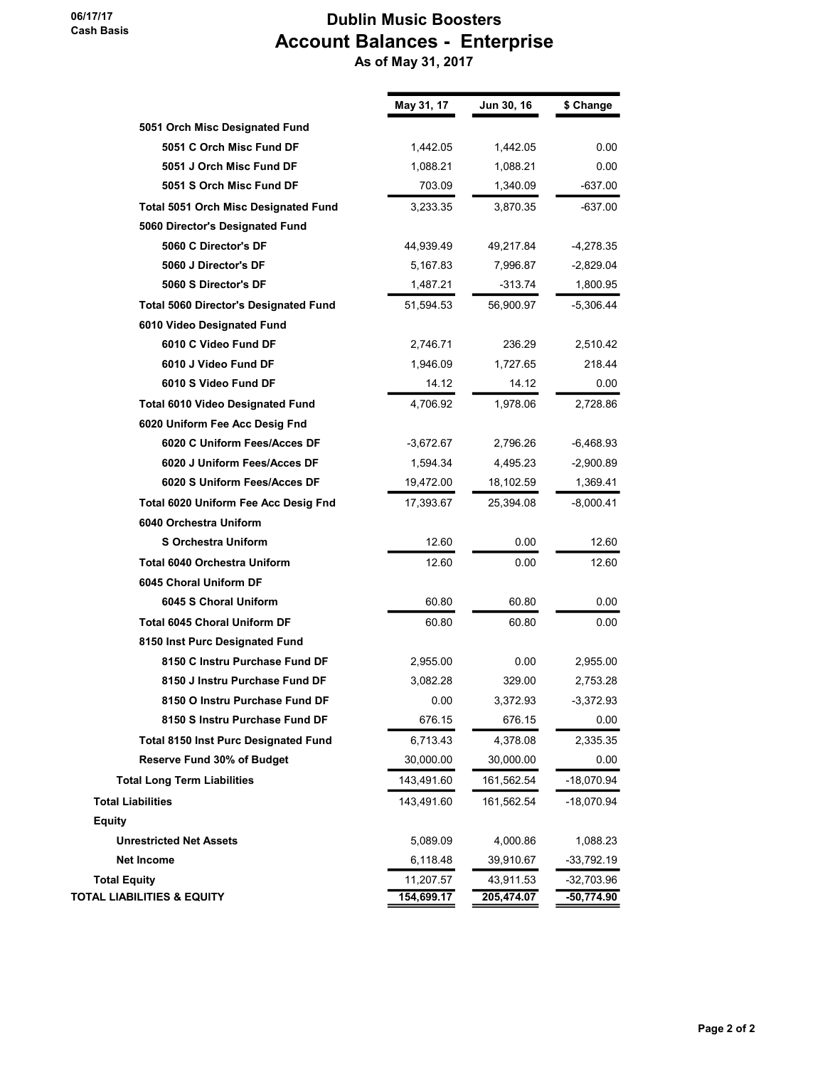06/17/17
Cash Basis

# Dublin Music Boosters
## Account Balances - Enterprise
**As of May 31, 2017**

| | May 31, 17 | Jun 30, 16 | $ Change |
|---|---|---|---|
| **5051 Orch Misc Designated Fund** | | | |
| **5051 C Orch Misc Fund DF** | 1,442.05 | 1,442.05 | 0.00 |
| **5051 J Orch Misc Fund DF** | 1,088.21 | 1,088.21 | 0.00 |
| **5051 S Orch Misc Fund DF** | 703.09 | 1,340.09 | -637.00 |
| **Total 5051 Orch Misc Designated Fund** | 3,233.35 | 3,870.35 | -637.00 |
| **5060 Director's Designated Fund** | | | |
| **5060 C Director's DF** | 44,939.49 | 49,217.84 | -4,278.35 |
| **5060 J Director's DF** | 5,167.83 | 7,996.87 | -2,829.04 |
| **5060 S Director's DF** | 1,487.21 | -313.74 | 1,800.95 |
| **Total 5060 Director's Designated Fund** | 51,594.53 | 56,900.97 | -5,306.44 |
| **6010 Video Designated Fund** | | | |
| **6010 C Video Fund DF** | 2,746.71 | 236.29 | 2,510.42 |
| **6010 J Video Fund DF** | 1,946.09 | 1,727.65 | 218.44 |
| **6010 S Video Fund DF** | 14.12 | 14.12 | 0.00 |
| **Total 6010 Video Designated Fund** | 4,706.92 | 1,978.06 | 2,728.86 |
| **6020 Uniform Fee Acc Desig Fnd** | | | |
| **6020 C Uniform Fees/Acces DF** | -3,672.67 | 2,796.26 | -6,468.93 |
| **6020 J Uniform Fees/Acces DF** | 1,594.34 | 4,495.23 | -2,900.89 |
| **6020 S Uniform Fees/Acces DF** | 19,472.00 | 18,102.59 | 1,369.41 |
| **Total 6020 Uniform Fee Acc Desig Fnd** | 17,393.67 | 25,394.08 | -8,000.41 |
| **6040 Orchestra Uniform** | | | |
| **S Orchestra Uniform** | 12.60 | 0.00 | 12.60 |
| **Total 6040 Orchestra Uniform** | 12.60 | 0.00 | 12.60 |
| **6045 Choral Uniform DF** | | | |
| **6045 S Choral Uniform** | 60.80 | 60.80 | 0.00 |
| **Total 6045 Choral Uniform DF** | 60.80 | 60.80 | 0.00 |
| **8150 Inst Purc Designated Fund** | | | |
| **8150 C Instru Purchase Fund DF** | 2,955.00 | 0.00 | 2,955.00 |
| **8150 J Instru Purchase Fund DF** | 3,082.28 | 329.00 | 2,753.28 |
| **8150 O Instru Purchase Fund DF** | 0.00 | 3,372.93 | -3,372.93 |
| **8150 S Instru Purchase Fund DF** | 676.15 | 676.15 | 0.00 |
| **Total 8150 Inst Purc Designated Fund** | 6,713.43 | 4,378.08 | 2,335.35 |
| **Reserve Fund 30% of Budget** | 30,000.00 | 30,000.00 | 0.00 |
| **Total Long Term Liabilities** | 143,491.60 | 161,562.54 | -18,070.94 |
| **Total Liabilities** | 143,491.60 | 161,562.54 | -18,070.94 |
| **Equity** | | | |
| **Unrestricted Net Assets** | 5,089.09 | 4,000.86 | 1,088.23 |
| **Net Income** | 6,118.48 | 39,910.67 | -33,792.19 |
| **Total Equity** | 11,207.57 | 43,911.53 | -32,703.96 |
| **TOTAL LIABILITIES & EQUITY** | **154,699.17** | **205,474.07** | **-50,774.90** |